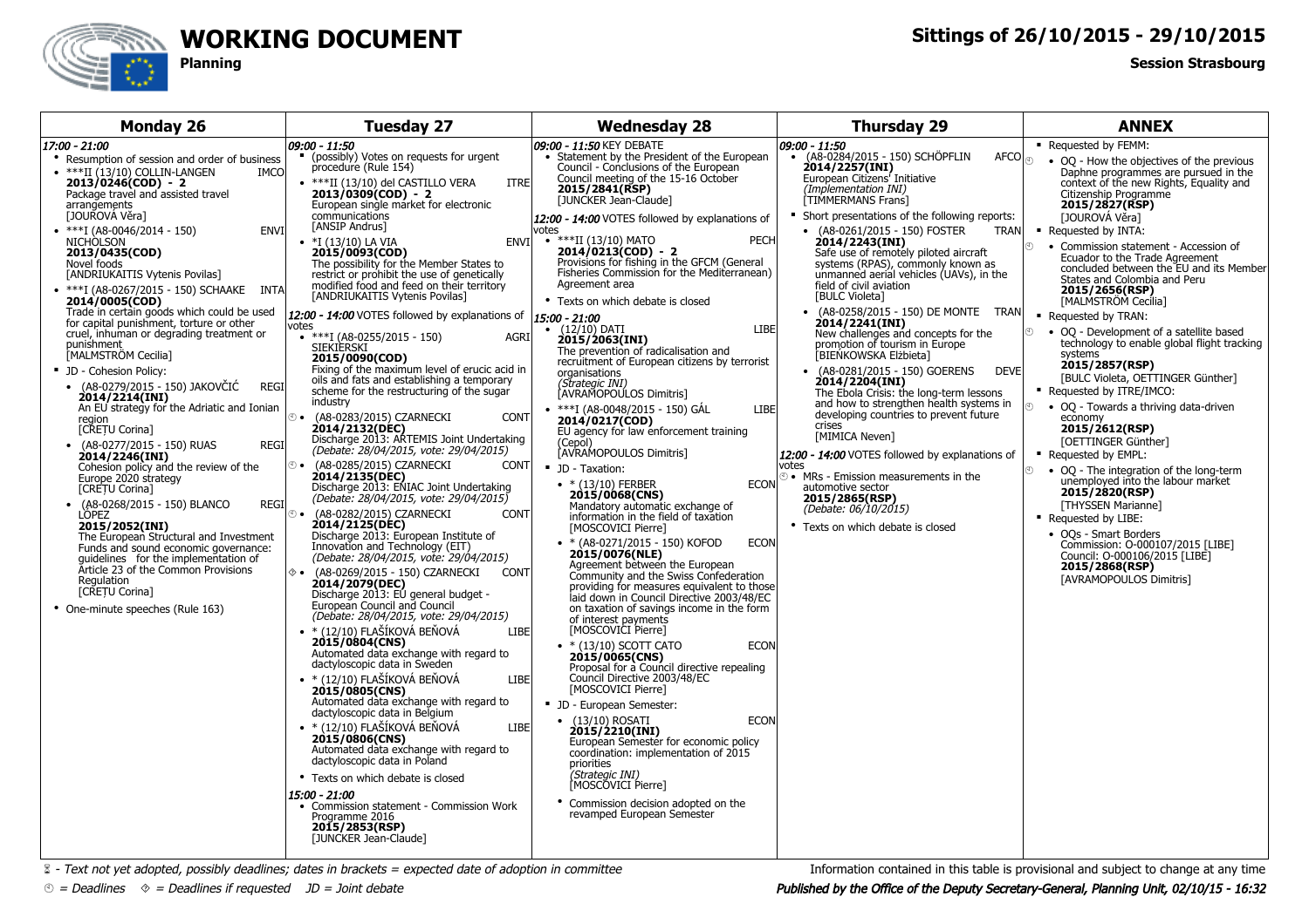# WORKING DOCUMENT

**Planning**

## Sittings of 26/10/2015 - 29/10/2015

**Session Strasbourg**

## Monday 26

*17:00 - 21:00*

- Resumption of session and order of business
- ***II (13/10) COLLIN-LANGEN — IMCO
  **2013/0246(COD) - 2**
  Package travel and assisted travel arrangements
  [JOUROVÁ Věra]
- ***I (A8-0046/2014 - 150) NICHOLSON — ENVI
  **2013/0435(COD)**
  Novel foods
  [ANDRIUKAITIS Vytenis Povilas]
- ***I (A8-0267/2015 - 150) SCHAAKE — INTA
  **2014/0005(COD)**
  Trade in certain goods which could be used for capital punishment, torture or other cruel, inhuman or degrading treatment or punishment
  [MALMSTRÖM Cecilia]
- JD - Cohesion Policy:
  - (A8-0279/2015 - 150) JAKOVČIĆ — REGI
    **2014/2214(INI)**
    An EU strategy for the Adriatic and Ionian region
    [CREȚU Corina]
  - (A8-0277/2015 - 150) RUAS — REGI
    **2014/2246(INI)**
    Cohesion policy and the review of the Europe 2020 strategy
    [CREȚU Corina]
  - (A8-0268/2015 - 150) BLANCO LÓPEZ — REGI
    **2015/2052(INI)**
    The European Structural and Investment Funds and sound economic governance: guidelines for the implementation of Article 23 of the Common Provisions Regulation
    [CREȚU Corina]
- One-minute speeches (Rule 163)

## Tuesday 27

*09:00 - 11:50*

- (possibly) Votes on requests for urgent procedure (Rule 154)
- ***II (13/10) del CASTILLO VERA — ITRE
  **2013/0309(COD) - 2**
  European single market for electronic communications
  [ANSIP Andrus]
- *I (13/10) LA VIA — ENVI
  **2015/0093(COD)**
  The possibility for the Member States to restrict or prohibit the use of genetically modified food and feed on their territory
  [ANDRIUKAITIS Vytenis Povilas]

*12:00 - 14:00* VOTES followed by explanations of votes

- ***I (A8-0255/2015 - 150) SIEKIERSKI — AGRI
  **2015/0090(COD)**
  Fixing of the maximum level of erucic acid in oils and fats and establishing a temporary scheme for the restructuring of the sugar industry
- ⌚ (A8-0283/2015) CZARNECKI — CONT
  **2014/2132(DEC)**
  Discharge 2013: ARTEMIS Joint Undertaking
  *(Debate: 28/04/2015, vote: 29/04/2015)*
- ⌚ (A8-0285/2015) CZARNECKI — CONT
  **2014/2135(DEC)**
  Discharge 2013: ENIAC Joint Undertaking
  *(Debate: 28/04/2015, vote: 29/04/2015)*
- ⌚ (A8-0282/2015) CZARNECKI — CONT
  **2014/2125(DEC)**
  Discharge 2013: European Institute of Innovation and Technology (EIT)
  *(Debate: 28/04/2015, vote: 29/04/2015)*
- ◇ (A8-0269/2015 - 150) CZARNECKI — CONT
  **2014/2079(DEC)**
  Discharge 2013: EU general budget - European Council and Council
  *(Debate: 28/04/2015, vote: 29/04/2015)*
- * (12/10) FLAŠÍKOVÁ BEŇOVÁ — LIBE
  **2015/0804(CNS)**
  Automated data exchange with regard to dactyloscopic data in Sweden
- * (12/10) FLAŠÍKOVÁ BEŇOVÁ — LIBE
  **2015/0805(CNS)**
  Automated data exchange with regard to dactyloscopic data in Belgium
- * (12/10) FLAŠÍKOVÁ BEŇOVÁ — LIBE
  **2015/0806(CNS)**
  Automated data exchange with regard to dactyloscopic data in Poland
- Texts on which debate is closed

*15:00 - 21:00*

- Commission statement - Commission Work Programme 2016
  **2015/2853(RSP)**
  [JUNCKER Jean-Claude]

## Wednesday 28

*09:00 - 11:50* KEY DEBATE

- Statement by the President of the European Council - Conclusions of the European Council meeting of the 15-16 October
  **2015/2841(RSP)**
  [JUNCKER Jean-Claude]

*12:00 - 14:00* VOTES followed by explanations of votes

- ***II (13/10) MATO — PECH
  **2014/0213(COD) - 2**
  Provisions for fishing in the GFCM (General Fisheries Commission for the Mediterranean) Agreement area
- Texts on which debate is closed

*15:00 - 21:00*

- (12/10) DATI — LIBE
  **2015/2063(INI)**
  The prevention of radicalisation and recruitment of European citizens by terrorist organisations
  *(Strategic INI)*
  [AVRAMOPOULOS Dimitris]
- ***I (A8-0048/2015 - 150) GÁL — LIBE
  **2014/0217(COD)**
  EU agency for law enforcement training (Cepol)
  [AVRAMOPOULOS Dimitris]
- JD - Taxation:
  - * (13/10) FERBER — ECON
    **2015/0068(CNS)**
    Mandatory automatic exchange of information in the field of taxation
    [MOSCOVICI Pierre]
  - * (A8-0271/2015 - 150) KOFOD — ECON
    **2015/0076(NLE)**
    Agreement between the European Community and the Swiss Confederation providing for measures equivalent to those laid down in Council Directive 2003/48/EC on taxation of savings income in the form of interest payments
    [MOSCOVICI Pierre]
  - * (13/10) SCOTT CATO — ECON
    **2015/0065(CNS)**
    Proposal for a Council directive repealing Council Directive 2003/48/EC
    [MOSCOVICI Pierre]
- JD - European Semester:
  - (13/10) ROSATI — ECON
    **2015/2210(INI)**
    European Semester for economic policy coordination: implementation of 2015 priorities
    *(Strategic INI)*
    [MOSCOVICI Pierre]
  - Commission decision adopted on the revamped European Semester

## Thursday 29

*09:00 - 11:50*

- (A8-0284/2015 - 150) SCHÖPFLIN — AFCO ⌚
  **2014/2257(INI)**
  European Citizens' Initiative
  *(Implementation INI)*
  [TIMMERMANS Frans]
- Short presentations of the following reports:
  - (A8-0261/2015 - 150) FOSTER — TRAN ⌚
    **2014/2243(INI)**
    Safe use of remotely piloted aircraft systems (RPAS), commonly known as unmanned aerial vehicles (UAVs), in the field of civil aviation
    [BULC Violeta]
  - (A8-0258/2015 - 150) DE MONTE — TRAN ⌚
    **2014/2241(INI)**
    New challenges and concepts for the promotion of tourism in Europe
    [BIEŃKOWSKA Elżbieta]
  - (A8-0281/2015 - 150) GOERENS — DEVE ⌚
    **2014/2204(INI)**
    The Ebola Crisis: the long-term lessons and how to strengthen health systems in developing countries to prevent future crises
    [MIMICA Neven]

*12:00 - 14:00* VOTES followed by explanations of votes

- ⌚ MRs - Emission measurements in the automotive sector
  **2015/2865(RSP)**
  *(Debate: 06/10/2015)*
- Texts on which debate is closed

## ANNEX

- Requested by FEMM:
  - OQ - How the objectives of the previous Daphne programmes are pursued in the context of the new Rights, Equality and Citizenship Programme
    **2015/2827(RSP)**
    [JOUROVÁ Věra]
- Requested by INTA:
  - Commission statement - Accession of Ecuador to the Trade Agreement concluded between the EU and its Member States and Colombia and Peru
    **2015/2656(RSP)**
    [MALMSTRÖM Cecilia]
- Requested by TRAN:
  - OQ - Development of a satellite based technology to enable global flight tracking systems
    **2015/2857(RSP)**
    [BULC Violeta, OETTINGER Günther]
- Requested by ITRE/IMCO:
  - OQ - Towards a thriving data-driven economy
    **2015/2612(RSP)**
    [OETTINGER Günther]
- Requested by EMPL:
  - OQ - The integration of the long-term unemployed into the labour market
    **2015/2820(RSP)**
    [THYSSEN Marianne]
- Requested by LIBE:
  - OQs - Smart Borders
    Commission: O-000107/2015 [LIBE]
    Council: O-000106/2015 [LIBE]
    **2015/2868(RSP)**
    [AVRAMOPOULOS Dimitris]

---

⌛ - *Text not yet adopted, possibly deadlines; dates in brackets = expected date of adoption in committee*

⌚ = *Deadlines* ◇ = *Deadlines if requested* JD = *Joint debate*

Information contained in this table is provisional and subject to change at any time

*Published by the Office of the Deputy Secretary-General, Planning Unit, 02/10/15 - 16:32*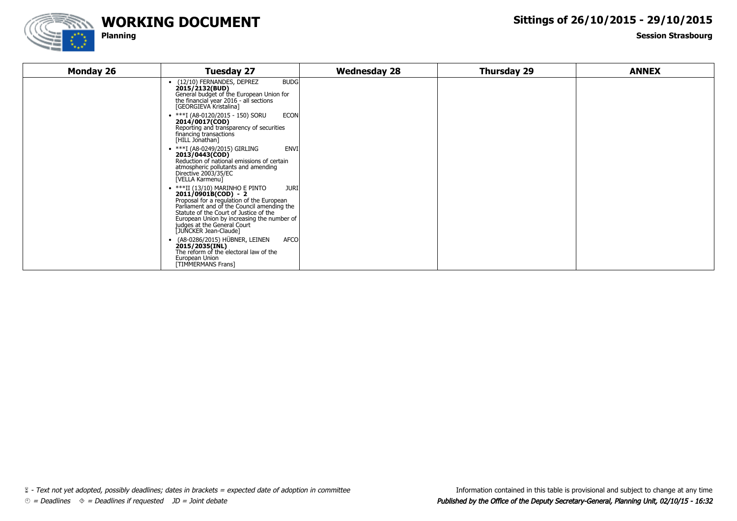# WORKING DOCUMENT

**Planning**

## Sittings of 26/10/2015 - 29/10/2015

**Session Strasbourg**

| Monday 26 | Tuesday 27 | Wednesday 28 | Thursday 29 | ANNEX |
|---|---|---|---|---|
| | • (12/10) FERNANDES, DEPREZ BUDG<br>**2015/2132(BUD)**<br>General budget of the European Union for the financial year 2016 - all sections<br>[GEORGIEVA Kristalina]<br><br>• ***I (A8-0120/2015 - 150) SORU ECON<br>**2014/0017(COD)**<br>Reporting and transparency of securities financing transactions<br>[HILL Jonathan]<br><br>• ***I (A8-0249/2015) GIRLING ENVI<br>**2013/0443(COD)**<br>Reduction of national emissions of certain atmospheric pollutants and amending Directive 2003/35/EC<br>[VELLA Karmenu]<br><br>• ***II (13/10) MARINHO E PINTO JURI<br>**2011/0901B(COD) - 2**<br>Proposal for a regulation of the European Parliament and of the Council amending the Statute of the Court of Justice of the European Union by increasing the number of judges at the General Court<br>[JUNCKER Jean-Claude]<br><br>• (A8-0286/2015) HÜBNER, LEINEN AFCO<br>**2015/2035(INL)**<br>The reform of the electoral law of the European Union<br>[TIMMERMANS Frans] | | | |

⌛ - *Text not yet adopted, possibly deadlines; dates in brackets = expected date of adoption in committee*

◷ *= Deadlines* ◈ *= Deadlines if requested JD = Joint debate*

Information contained in this table is provisional and subject to change at any time

*Published by the Office of the Deputy Secretary-General, Planning Unit, 02/10/15 - 16:32*